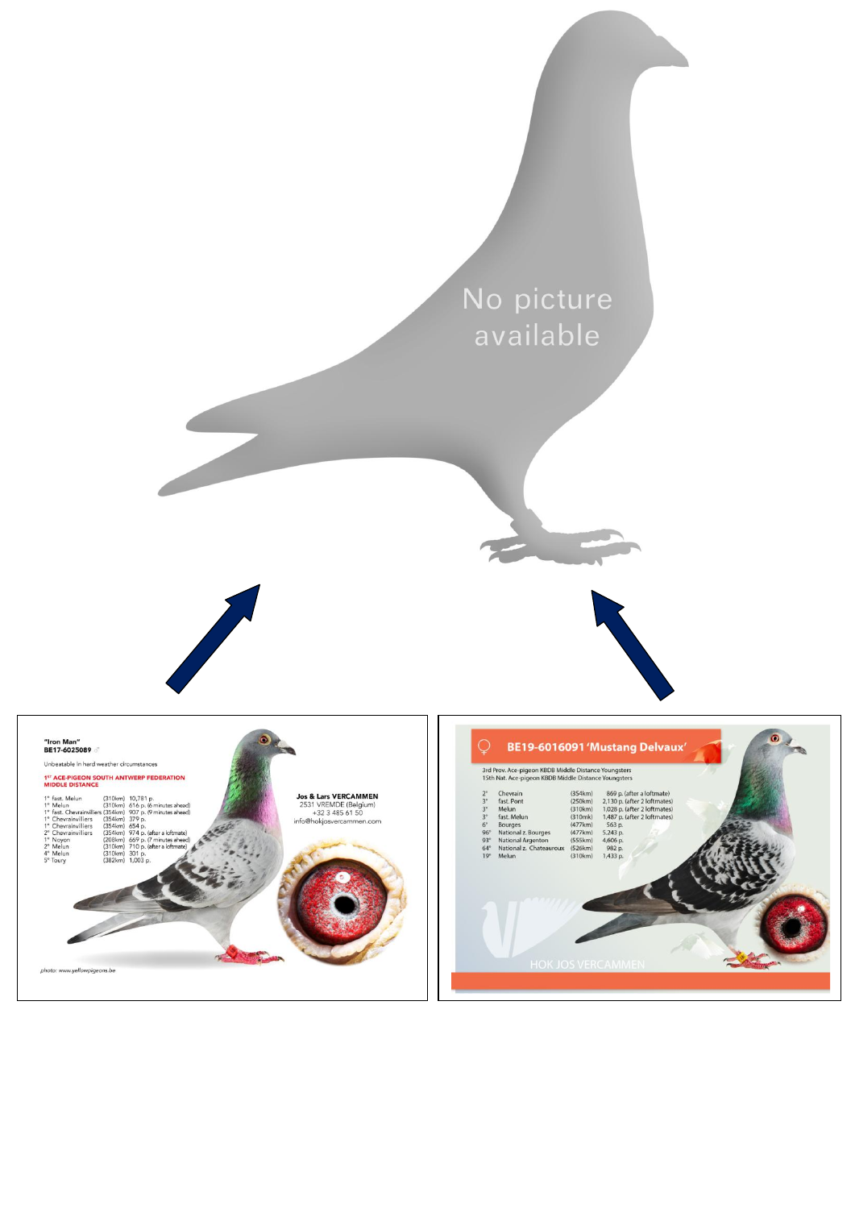No picture available

"Iron Man"
BE17-6025089 ♂

Unbeatable in hard weather circumstances

**1ST ACE-PIGEON SOUTH ANTWERP FEDERATION MIDDLE DISTANCE**

| | | | |
|---|---|---|---|
| 1e fast. Melun | (310km) | 10,781 p. | |
| 1e Melun | (310km) | 616 p. | (6 minutes ahead) |
| 1e fast. Chevrainvilliers | (354km) | 907 p. | (9 minutes ahead) |
| 1e Chevrainvilliers | (354km) | 379 p. | |
| 1e Chevrainvilliers | (354km) | 654 p. | |
| 2e Chevrainvilliers | (354km) | 974 p. | (after a loftmate) |
| 1e Noyon | (208km) | 669 p. | (7 minutes ahead) |
| 2e Melun | (310km) | 710 p. | (after a loftmate) |
| 4e Melun | (310km) | 301 p. | |
| 5e Toury | (382km) | 1,003 p. | |

**Jos & Lars VERCAMMEN**
2531 VREMDE (Belgium)
+32 3 485 61 50
info@hokjosvercammen.com

photo: www.yellowpigeons.be

♀ **BE19-6016091 'Mustang Delvaux'**

3rd Prov. Ace-pigeon KBDB Middle Distance Youngsters
15th Nat. Ace-pigeon KBDB Middle Distance Youngsters

| | | | | |
|---|---|---|---|---|
| 2e | Chevrain | (354km) | 869 p. | (after a loftmate) |
| 3e | fast. Pont | (250km) | 2,130 p. | (after 2 loftmates) |
| 3e | Melun | (310km) | 1,028 p. | (after 2 loftmates) |
| 3e | fast. Melun | (310mk) | 1,487 p. | (after 2 loftmates) |
| 6e | Bourges | (477km) | 563 p. | |
| 96e | National z. Bourges | (477km) | 5,243 p. | |
| 93e | National Argenton | (555km) | 4,606 p. | |
| 64e | National z. Chateauroux | (526km) | 982 p. | |
| 19e | Melun | (310km) | 1,433 p. | |

HOK JOS VERCAMMEN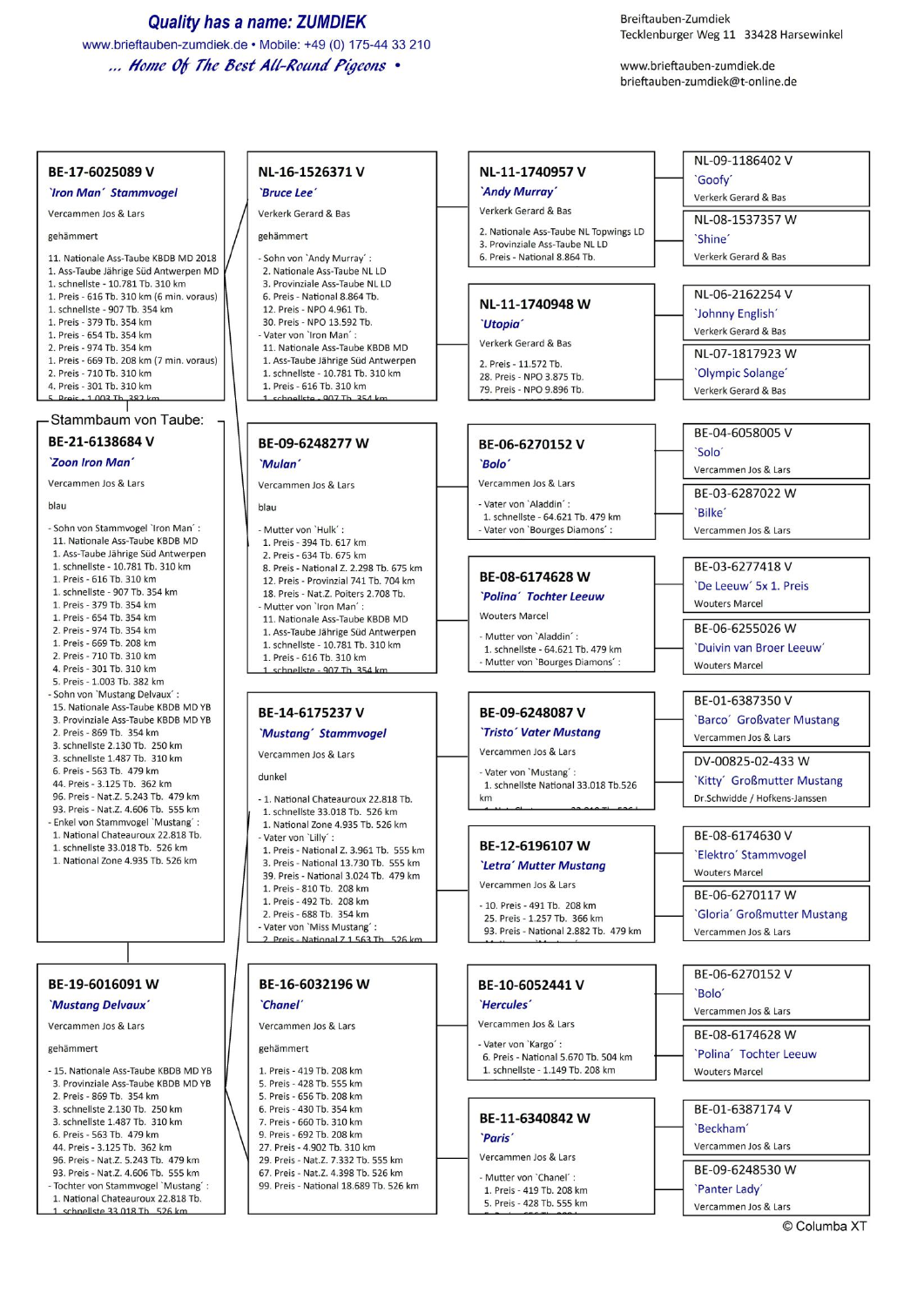**Quality has a name: ZUMDIEK**
www.brieftauben-zumdiek.de • Mobile: +49 (0) 175-44 33 210
*... Home Of The Best All-Round Pigeons •*

Brieftauben-Zumdiek
Tecklenburger Weg 11 33428 Harsewinkel

www.brieftauben-zumdiek.de
brieftauben-zumdiek@t-online.de

## Stammbaum von Taube:

### BE-21-6138684 V
*´Zoon Iron Man´*
Vercammen Jos & Lars

blau

- Sohn von Stammvogel ´Iron Man´ :
 11. Nationale Ass-Taube KBDB MD
 1. Ass-Taube Jährige Süd Antwerpen
 1. schnellste - 10.781 Tb. 310 km
 1. Preis - 616 Tb. 310 km
 1. schnellste - 907 Tb. 354 km
 1. Preis - 379 Tb. 354 km
 1. Preis - 654 Tb. 354 km
 2. Preis - 974 Tb. 354 km
 1. Preis - 669 Tb. 208 km
 2. Preis - 710 Tb. 310 km
 4. Preis - 301 Tb. 310 km
 5. Preis - 1.003 Tb. 382 km
- Sohn von ´Mustang Delvaux´ :
 15. Nationale Ass-Taube KBDB MD YB
 3. Provinziale Ass-Taube KBDB MD YB
 2. Preis - 869 Tb. 354 km
 3. schnellste 2.130 Tb. 250 km
 3. schnellste 1.487 Tb. 310 km
 6. Preis - 563 Tb. 479 km
 44. Preis - 3.125 Tb. 362 km
 96. Preis - Nat.Z. 5.243 Tb. 479 km
 93. Preis - Nat.Z. 4.606 Tb. 555 km
- Enkel von Stammvogel ´Mustang´ :
 1. National Chateauroux 22.818 Tb.
 1. schnellste 33.018 Tb. 526 km
 1. National Zone 4.935 Tb. 526 km

---

### BE-17-6025089 V
*´Iron Man´ Stammvogel*
Vercammen Jos & Lars

gehämmert

11. Nationale Ass-Taube KBDB MD 2018
1. Ass-Taube Jährige Süd Antwerpen MD
1. schnellste - 10.781 Tb. 310 km
1. Preis - 616 Tb. 310 km (6 min. voraus)
1. schnellste - 907 Tb. 354 km
1. Preis - 379 Tb. 354 km
1. Preis - 654 Tb. 354 km
2. Preis - 974 Tb. 354 km
1. Preis - 669 Tb. 208 km (7 min. voraus)
2. Preis - 710 Tb. 310 km
4. Preis - 301 Tb. 310 km
5. Preis - 1.003 Tb. 382 km

### NL-16-1526371 V
*´Bruce Lee´*
Verkerk Gerard & Bas

gehämmert

- Sohn von ´Andy Murray´ :
 2. Nationale Ass-Taube NL LD
 3. Provinziale Ass-Taube NL LD
 6. Preis - National 8.864 Tb.
 12. Preis - NPO 4.961 Tb.
 30. Preis - NPO 13.592 Tb.
- Vater von ´Iron Man´ :
 11. Nationale Ass-Taube KBDB MD
 1. Ass-Taube Jährige Süd Antwerpen
 1. schnellste - 10.781 Tb. 310 km
 1. Preis - 616 Tb. 310 km
 1. schnellste - 907 Tb. 354 km

### NL-11-1740957 V
*´Andy Murray´*
Verkerk Gerard & Bas

2. Nationale Ass-Taube NL Topwings LD
3. Provinziale Ass-Taube NL LD
6. Preis - National 8.864 Tb.

#### NL-09-1186402 V
´Goofy´
Verkerk Gerard & Bas

#### NL-08-1537357 W
´Shine´
Verkerk Gerard & Bas

### NL-11-1740948 W
*´Utopia´*
Verkerk Gerard & Bas

2. Preis - 11.572 Tb.
28. Preis - NPO 3.875 Tb.
79. Preis - NPO 9.896 Tb.

#### NL-06-2162254 V
´Johnny English´
Verkerk Gerard & Bas

#### NL-07-1817923 W
´Olympic Solange´
Verkerk Gerard & Bas

### BE-09-6248277 W
*´Mulan´*
Vercammen Jos & Lars

blau

- Mutter von ´Hulk´ :
 1. Preis - 394 Tb. 617 km
 2. Preis - 634 Tb. 675 km
 8. Preis - National Z. 2.298 Tb. 675 km
 12. Preis - Provinzial 741 Tb. 704 km
 18. Preis - Nat.Z. Poiters 2.708 Tb.
- Mutter von ´Iron Man´ :
 11. Nationale Ass-Taube KBDB MD
 1. Ass-Taube Jährige Süd Antwerpen
 1. schnellste - 10.781 Tb. 310 km
 1. Preis - 616 Tb. 310 km
 1. schnellste - 907 Tb. 354 km

### BE-06-6270152 V
*´Bolo´*
Vercammen Jos & Lars

- Vater von ´Aladdin´ :
 1. schnellste - 64.621 Tb. 479 km
- Vater von ´Bourges Diamons´ :

#### BE-04-6058005 V
´Solo´
Vercammen Jos & Lars

#### BE-03-6287022 W
´Bilke´
Vercammen Jos & Lars

### BE-08-6174628 W
*´Polina´ Tochter Leeuw*
Wouters Marcel

- Mutter von ´Aladdin´ :
 1. schnellste - 64.621 Tb. 479 km
- Mutter von ´Bourges Diamons´ :

#### BE-03-6277418 V
´De Leeuw´ 5x 1. Preis
Wouters Marcel

#### BE-06-6255026 W
´Duivin van Broer Leeuw´
Wouters Marcel

---

### BE-19-6016091 W
*´Mustang Delvaux´*
Vercammen Jos & Lars

gehämmert

- 15. Nationale Ass-Taube KBDB MD YB
 3. Provinziale Ass-Taube KBDB MD YB
 2. Preis - 869 Tb. 354 km
 3. schnellste 2.130 Tb. 250 km
 3. schnellste 1.487 Tb. 310 km
 6. Preis - 563 Tb. 479 km
 44. Preis - 3.125 Tb. 362 km
 96. Preis - Nat.Z. 5.243 Tb. 479 km
 93. Preis - Nat.Z. 4.606 Tb. 555 km
- Tochter von Stammvogel ´Mustang´ :
 1. National Chateauroux 22.818 Tb.
 1. schnellste 33.018 Tb. 526 km

### BE-14-6175237 V
*´Mustang´ Stammvogel*
Vercammen Jos & Lars

dunkel

- 1. National Chateauroux 22.818 Tb.
 1. schnellste 33.018 Tb. 526 km
 1. National Zone 4.935 Tb. 526 km
- Vater von ´Lilly´ :
 1. Preis - National Z. 3.961 Tb. 555 km
 3. Preis - National 13.730 Tb. 555 km
 39. Preis - National 3.024 Tb. 479 km
 1. Preis - 810 Tb. 208 km
 1. Preis - 492 Tb. 208 km
 2. Preis - 688 Tb. 354 km
- Vater von ´Miss Mustang´ :
 2. Preis - National Z 1.563 Tb. 526 km

### BE-09-6248087 V
*´Tristo´ Vater Mustang*
Vercammen Jos & Lars

- Vater von ´Mustang´ :
 1. schnellste National 33.018 Tb.526 km

#### BE-01-6387350 V
´Barco´ Großvater Mustang
Vercammen Jos & Lars

#### DV-00825-02-433 W
´Kitty´ Großmutter Mustang
Dr.Schwidde / Hofkens-Janssen

### BE-12-6196107 W
*´Letra´ Mutter Mustang*
Vercammen Jos & Lars

- 10. Preis - 491 Tb. 208 km
 25. Preis - 1.257 Tb. 366 km
 93. Preis - National 2.882 Tb. 479 km

#### BE-08-6174630 V
´Elektro´ Stammvogel
Wouters Marcel

#### BE-06-6270117 W
´Gloria´ Großmutter Mustang
Vercammen Jos & Lars

### BE-16-6032196 W
*´Chanel´*
Vercammen Jos & Lars

gehämmert

1. Preis - 419 Tb. 208 km
5. Preis - 428 Tb. 555 km
2. Preis - 656 Tb. 208 km
6. Preis - 430 Tb. 354 km
7. Preis - 660 Tb. 310 km
9. Preis - 692 Tb. 208 km
27. Preis - 4.902 Tb. 310 km
29. Preis - Nat.Z. 7.332 Tb. 555 km
67. Preis - Nat.Z. 4.398 Tb. 526 km
99. Preis - National 18.689 Tb. 526 km

### BE-10-6052441 V
*´Hercules´*
Vercammen Jos & Lars

- Vater von ´Kargo´ :
 6. Preis - National 5.670 Tb. 504 km
 1. schnellste - 1.149 Tb. 208 km

#### BE-06-6270152 V
´Bolo´
Vercammen Jos & Lars

#### BE-08-6174628 W
´Polina´ Tochter Leeuw
Wouters Marcel

### BE-11-6340842 W
*´Paris´*
Vercammen Jos & Lars

- Mutter von ´Chanel´ :
 1. Preis - 419 Tb. 208 km
 5. Preis - 428 Tb. 555 km

#### BE-01-6387174 V
´Beckham´
Vercammen Jos & Lars

#### BE-09-6248530 W
´Panter Lady´
Vercammen Jos & Lars

© Columba XT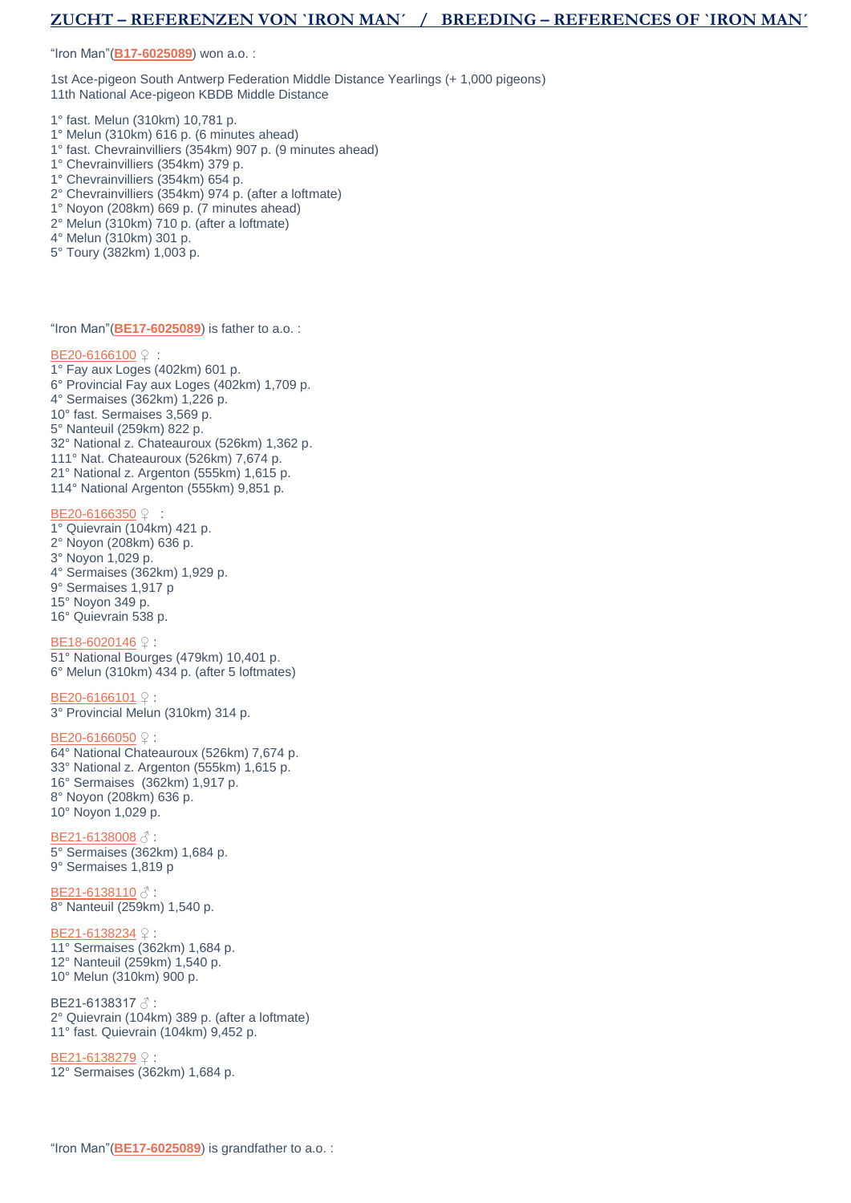## ZUCHT – REFERENZEN VON `IRON MAN´ / BREEDING – REFERENCES OF `IRON MAN´

"Iron Man"(**B17-6025089**) won a.o. :

1st Ace-pigeon South Antwerp Federation Middle Distance Yearlings (+ 1,000 pigeons)
11th National Ace-pigeon KBDB Middle Distance

1° fast. Melun (310km) 10,781 p.
1° Melun (310km) 616 p. (6 minutes ahead)
1° fast. Chevrainvilliers (354km) 907 p. (9 minutes ahead)
1° Chevrainvilliers (354km) 379 p.
1° Chevrainvilliers (354km) 654 p.
2° Chevrainvilliers (354km) 974 p. (after a loftmate)
1° Noyon (208km) 669 p. (7 minutes ahead)
2° Melun (310km) 710 p. (after a loftmate)
4° Melun (310km) 301 p.
5° Toury (382km) 1,003 p.

"Iron Man"(**BE17-6025089**) is father to a.o. :

BE20-6166100 ♀ :
1° Fay aux Loges (402km) 601 p.
6° Provincial Fay aux Loges (402km) 1,709 p.
4° Sermaises (362km) 1,226 p.
10° fast. Sermaises 3,569 p.
5° Nanteuil (259km) 822 p.
32° National z. Chateauroux (526km) 1,362 p.
111° Nat. Chateauroux (526km) 7,674 p.
21° National z. Argenton (555km) 1,615 p.
114° National Argenton (555km) 9,851 p.

BE20-6166350 ♀ :
1° Quievrain (104km) 421 p.
2° Noyon (208km) 636 p.
3° Noyon 1,029 p.
4° Sermaises (362km) 1,929 p.
9° Sermaises 1,917 p
15° Noyon 349 p.
16° Quievrain 538 p.

BE18-6020146 ♀ :
51° National Bourges (479km) 10,401 p.
6° Melun (310km) 434 p. (after 5 loftmates)

BE20-6166101 ♀ :
3° Provincial Melun (310km) 314 p.

BE20-6166050 ♀ :
64° National Chateauroux (526km) 7,674 p.
33° National z. Argenton (555km) 1,615 p.
16° Sermaises (362km) 1,917 p.
8° Noyon (208km) 636 p.
10° Noyon 1,029 p.

BE21-6138008 ♂ :
5° Sermaises (362km) 1,684 p.
9° Sermaises 1,819 p

BE21-6138110 ♂ :
8° Nanteuil (259km) 1,540 p.

BE21-6138234 ♀ :
11° Sermaises (362km) 1,684 p.
12° Nanteuil (259km) 1,540 p.
10° Melun (310km) 900 p.

BE21-6138317 ♂ :
2° Quievrain (104km) 389 p. (after a loftmate)
11° fast. Quievrain (104km) 9,452 p.

BE21-6138279 ♀ :
12° Sermaises (362km) 1,684 p.

"Iron Man"(**BE17-6025089**) is grandfather to a.o. :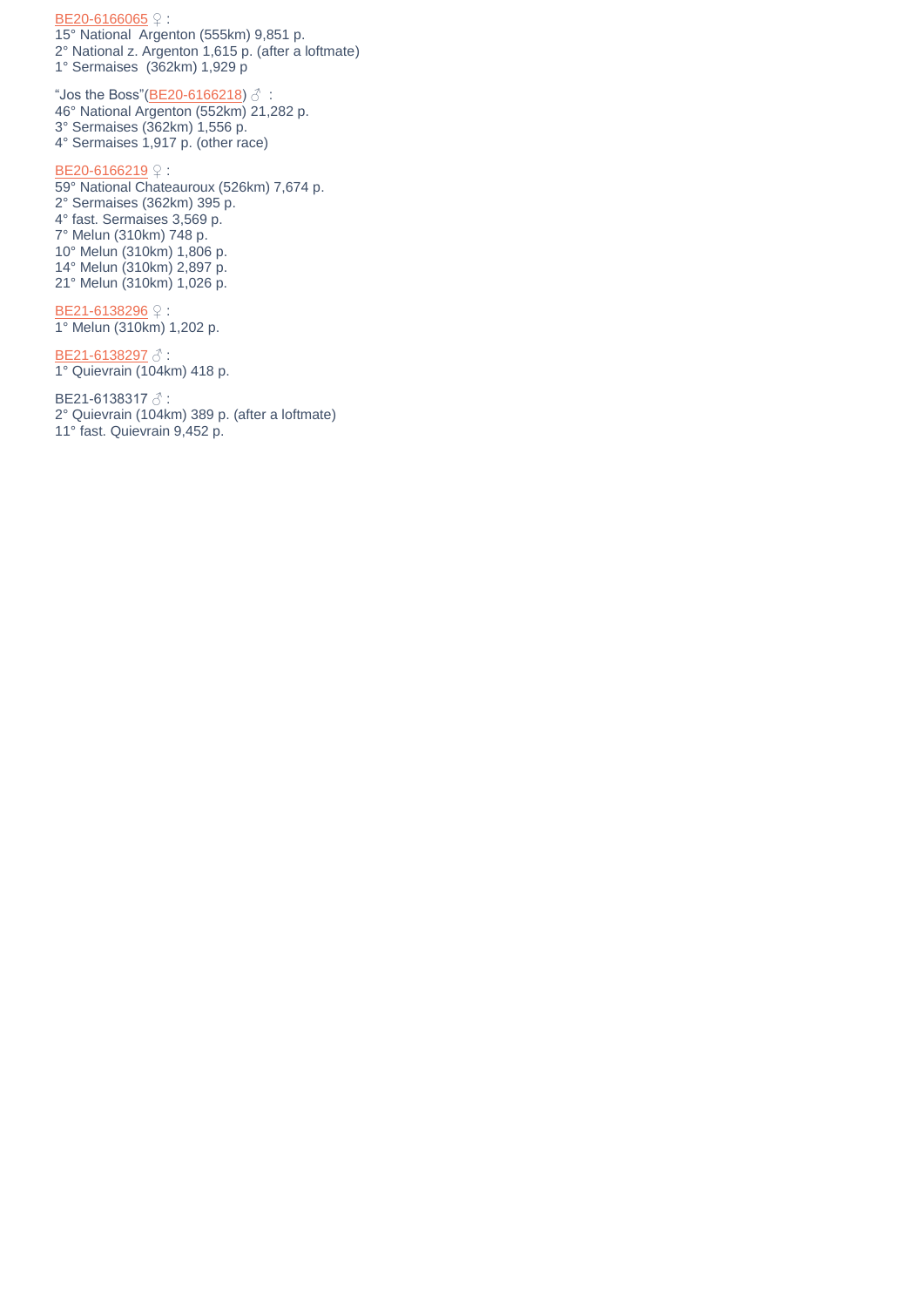BE20-6166065 ♀ :
15° National  Argenton (555km) 9,851 p.
2° National z. Argenton 1,615 p. (after a loftmate)
1° Sermaises  (362km) 1,929 p

"Jos the Boss"(BE20-6166218) ♂ :
46° National Argenton (552km) 21,282 p.
3° Sermaises (362km) 1,556 p.
4° Sermaises 1,917 p. (other race)

BE20-6166219 ♀ :
59° National Chateauroux (526km) 7,674 p.
2° Sermaises (362km) 395 p.
4° fast. Sermaises 3,569 p.
7° Melun (310km) 748 p.
10° Melun (310km) 1,806 p.
14° Melun (310km) 2,897 p.
21° Melun (310km) 1,026 p.

BE21-6138296 ♀ :
1° Melun (310km) 1,202 p.

BE21-6138297 ♂ :
1° Quievrain (104km) 418 p.

BE21-6138317 ♂ :
2° Quievrain (104km) 389 p. (after a loftmate)
11° fast. Quievrain 9,452 p.